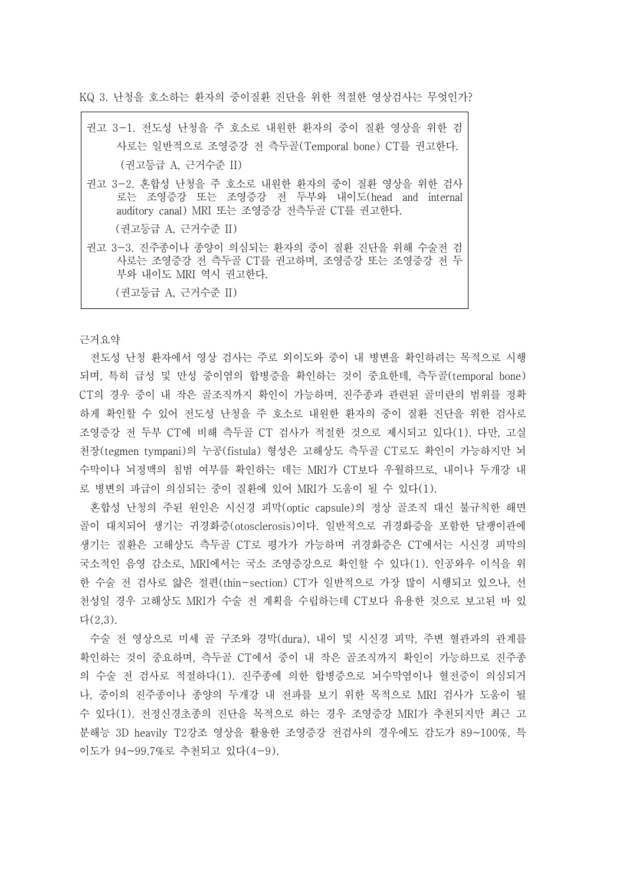KQ 3. 난청을 호소하는 환자의 중이질환 진단을 위한 적절한 영상검사는 무엇인가?

> 권고 3-1. 전도성 난청을 주 호소로 내원한 환자의 중이 질환 영상을 위한 검사로는 일반적으로 조영증강 전 측두골(Temporal bone) CT를 권고한다.
> (권고등급 A, 근거수준 II)
>
> 권고 3-2. 혼합성 난청을 주 호소로 내원한 환자의 중이 질환 영상을 위한 검사로는 조영증강 또는 조영증강 전 두부와 내이도(head and internal auditory canal) MRI 또는 조영증강 전측두골 CT를 권고한다.
> (권고등급 A, 근거수준 II)
>
> 권고 3-3. 진주종이나 종양이 의심되는 환자의 중이 질환 진단을 위해 수술전 검사로는 조영증강 전 측두골 CT를 권고하며, 조영증강 또는 조영증강 전 두부와 내이도 MRI 역시 권고한다.
> (권고등급 A, 근거수준 II)

근거요약

전도성 난청 환자에서 영상 검사는 주로 외이도와 중이 내 병변을 확인하려는 목적으로 시행되며, 특히 급성 및 만성 중이염의 합병증을 확인하는 것이 중요한데, 측두골(temporal bone) CT의 경우 중이 내 작은 골조직까지 확인이 가능하며, 진주종과 관련된 골미란의 범위를 정확하게 확인할 수 있어 전도성 난청을 주 호소로 내원한 환자의 중이 질환 진단을 위한 검사로 조영증강 전 두부 CT에 비해 측두골 CT 검사가 적절한 것으로 제시되고 있다(1). 다만, 고실천장(tegmen tympani)의 누공(fistula) 형성은 고해상도 측두골 CT로도 확인이 가능하지만 뇌수막이나 뇌정맥의 침범 여부를 확인하는 데는 MRI가 CT보다 우월하므로, 내이나 두개강 내로 병변의 파급이 의심되는 중이 질환에 있어 MRI가 도움이 될 수 있다(1).

혼합성 난청의 주된 원인은 시신경 피막(optic capsule)의 정상 골조직 대신 불규칙한 해면골이 대치되어 생기는 귀경화증(otosclerosis)이다. 일반적으로 귀경화증을 포함한 달팽이관에 생기는 질환은 고해상도 측두골 CT로 평가가 가능하며 귀경화증은 CT에서는 시신경 피막의 국소적인 음영 감소로, MRI에서는 국소 조영증강으로 확인할 수 있다(1). 인공와우 이식을 위한 수술 전 검사로 얇은 절편(thin-section) CT가 일반적으로 가장 많이 시행되고 있으나, 선천성일 경우 고해상도 MRI가 수술 전 계획을 수립하는데 CT보다 유용한 것으로 보고된 바 있다(2,3).

수술 전 영상으로 미세 골 구조와 경막(dura), 내이 및 시신경 피막, 주변 혈관과의 관계를 확인하는 것이 중요하며, 측두골 CT에서 중이 내 작은 골조직까지 확인이 가능하므로 진주종의 수술 전 검사로 적절하다(1). 진주종에 의한 합병증으로 뇌수막염이나 혈전증이 의심되거나, 중이의 진주종이나 종양의 두개강 내 전파를 보기 위한 목적으로 MRI 검사가 도움이 될 수 있다(1). 전정신경초종의 진단을 목적으로 하는 경우 조영증강 MRI가 추천되지만 최근 고분해능 3D heavily T2강조 영상을 활용한 조영증강 전검사의 경우에도 감도가 89~100%, 특이도가 94~99.7%로 추천되고 있다(4-9).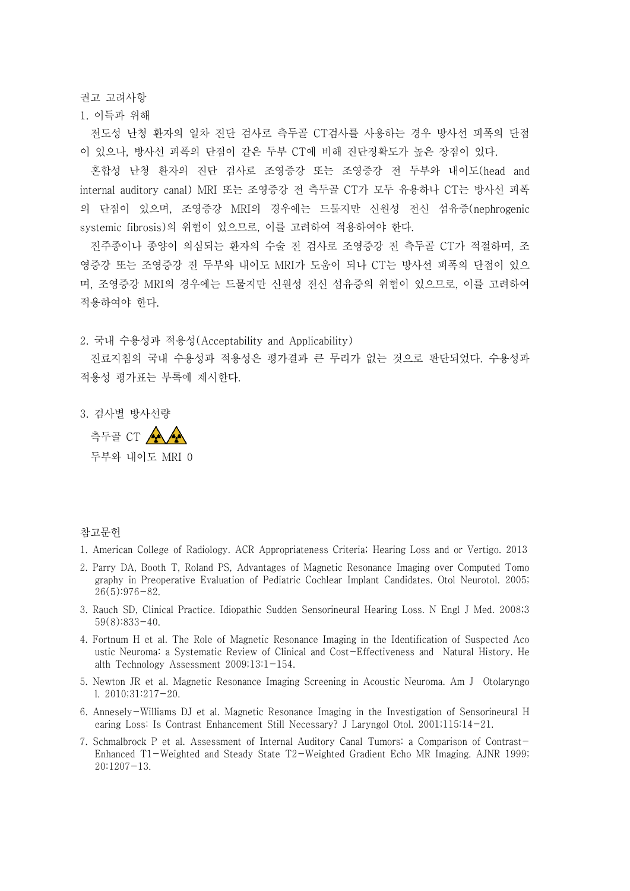권고 고려사항

1. 이득과 위해

전도성 난청 환자의 일차 진단 검사로 측두골 CT검사를 사용하는 경우 방사선 피폭의 단점이 있으나, 방사선 피폭의 단점이 같은 두부 CT에 비해 진단정확도가 높은 장점이 있다.

혼합성 난청 환자의 진단 검사로 조영증강 또는 조영증강 전 두부와 내이도(head and internal auditory canal) MRI 또는 조영증강 전 측두골 CT가 모두 유용하나 CT는 방사선 피폭의 단점이 있으며, 조영증강 MRI의 경우에는 드물지만 신원성 전신 섬유증(nephrogenic systemic fibrosis)의 위험이 있으므로, 이를 고려하여 적용하여야 한다.

진주종이나 종양이 의심되는 환자의 수술 전 검사로 조영증강 전 측두골 CT가 적절하며, 조영증강 또는 조영증강 전 두부와 내이도 MRI가 도움이 되나 CT는 방사선 피폭의 단점이 있으며, 조영증강 MRI의 경우에는 드물지만 신원성 전신 섬유증의 위험이 있으므로, 이를 고려하여 적용하여야 한다.

2. 국내 수용성과 적용성(Acceptability and Applicability)

진료지침의 국내 수용성과 적용성은 평가결과 큰 무리가 없는 것으로 판단되었다. 수용성과 적용성 평가표는 부록에 제시한다.

3. 검사별 방사선량

측두골 CT ☢☢

두부와 내이도 MRI 0

참고문헌

1. American College of Radiology. ACR Appropriateness Criteria; Hearing Loss and or Vertigo. 2013
2. Parry DA, Booth T, Roland PS, Advantages of Magnetic Resonance Imaging over Computed Tomography in Preoperative Evaluation of Pediatric Cochlear Implant Candidates. Otol Neurotol. 2005; 26(5):976-82.
3. Rauch SD, Clinical Practice. Idiopathic Sudden Sensorineural Hearing Loss. N Engl J Med. 2008;359(8):833-40.
4. Fortnum H et al. The Role of Magnetic Resonance Imaging in the Identification of Suspected Acoustic Neuroma: a Systematic Review of Clinical and Cost-Effectiveness and Natural History. Health Technology Assessment 2009;13:1-154.
5. Newton JR et al. Magnetic Resonance Imaging Screening in Acoustic Neuroma. Am J Otolaryngol. 2010;31:217-20.
6. Annesely-Williams DJ et al. Magnetic Resonance Imaging in the Investigation of Sensorineural Hearing Loss: Is Contrast Enhancement Still Necessary? J Laryngol Otol. 2001;115:14-21.
7. Schmalbrock P et al. Assessment of Internal Auditory Canal Tumors: a Comparison of Contrast-Enhanced T1-Weighted and Steady State T2-Weighted Gradient Echo MR Imaging. AJNR 1999; 20:1207-13.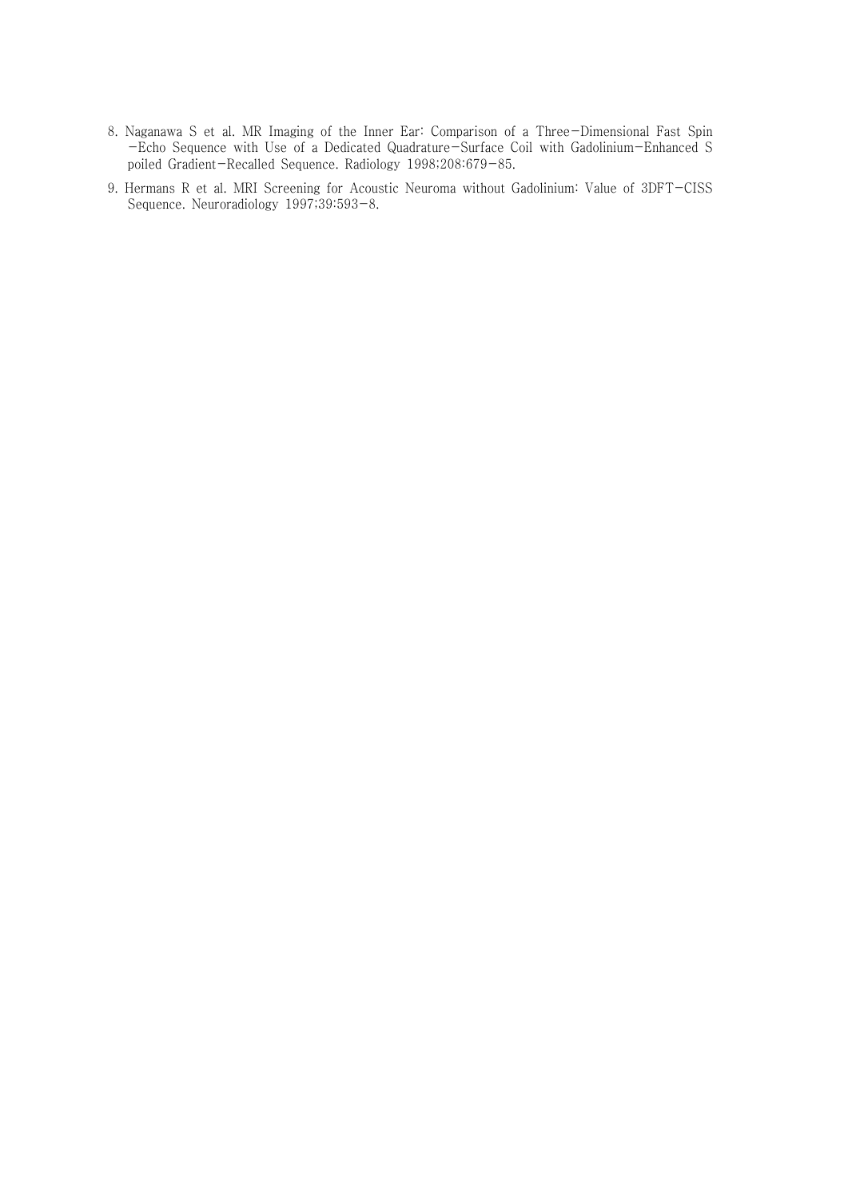8. Naganawa S et al. MR Imaging of the Inner Ear: Comparison of a Three−Dimensional Fast Spin −Echo Sequence with Use of a Dedicated Quadrature−Surface Coil with Gadolinium−Enhanced Spoiled Gradient−Recalled Sequence. Radiology 1998;208:679−85.

9. Hermans R et al. MRI Screening for Acoustic Neuroma without Gadolinium: Value of 3DFT−CISS Sequence. Neuroradiology 1997;39:593−8.